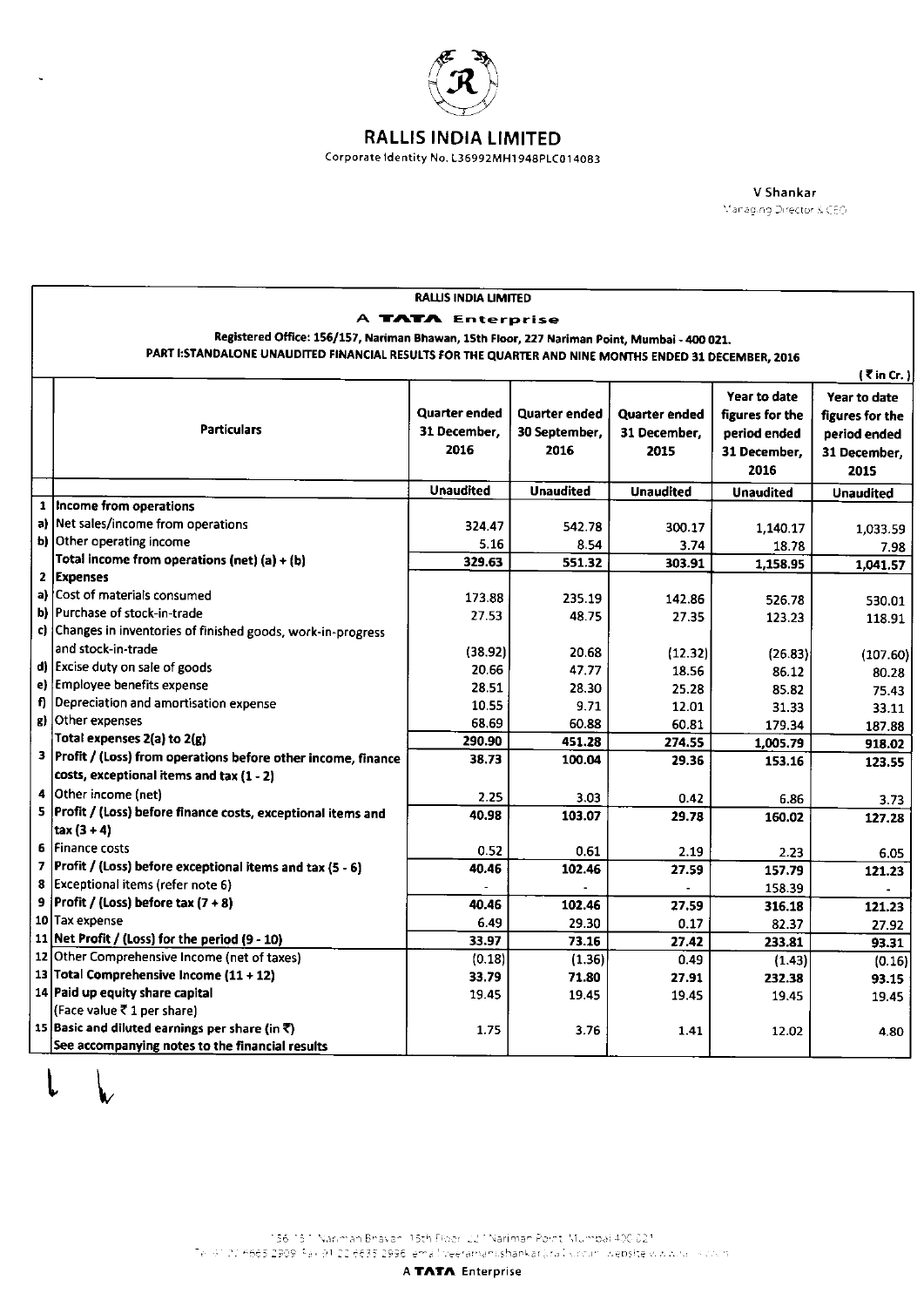# RALLIS INDIA LIMITED

Corporate Identity No. L36992MH1948PLC014083

**V Shankar**
Managing Director & CEO

**RALLIS INDIA LIMITED**

**A TATA Enterprise**

**Registered Office: 156/157, Nariman Bhawan, 15th Floor, 227 Nariman Point, Mumbai - 400 021.**

**PART I:STANDALONE UNAUDITED FINANCIAL RESULTS FOR THE QUARTER AND NINE MONTHS ENDED 31 DECEMBER, 2016**

(₹ in Cr.)

| | Particulars | Quarter ended 31 December, 2016 | Quarter ended 30 September, 2016 | Quarter ended 31 December, 2015 | Year to date figures for the period ended 31 December, 2016 | Year to date figures for the period ended 31 December, 2015 |
|---|---|---|---|---|---|---|
| | | Unaudited | Unaudited | Unaudited | Unaudited | Unaudited |
| 1 | **Income from operations** | | | | | |
| a) | Net sales/income from operations | 324.47 | 542.78 | 300.17 | 1,140.17 | 1,033.59 |
| b) | Other operating income | 5.16 | 8.54 | 3.74 | 18.78 | 7.98 |
| | **Total income from operations (net) (a) + (b)** | **329.63** | **551.32** | **303.91** | **1,158.95** | **1,041.57** |
| 2 | **Expenses** | | | | | |
| a) | Cost of materials consumed | 173.88 | 235.19 | 142.86 | 526.78 | 530.01 |
| b) | Purchase of stock-in-trade | 27.53 | 48.75 | 27.35 | 123.23 | 118.91 |
| c) | Changes in inventories of finished goods, work-in-progress and stock-in-trade | (38.92) | 20.68 | (12.32) | (26.83) | (107.60) |
| d) | Excise duty on sale of goods | 20.66 | 47.77 | 18.56 | 86.12 | 80.28 |
| e) | Employee benefits expense | 28.51 | 28.30 | 25.28 | 85.82 | 75.43 |
| f) | Depreciation and amortisation expense | 10.55 | 9.71 | 12.01 | 31.33 | 33.11 |
| g) | Other expenses | 68.69 | 60.88 | 60.81 | 179.34 | 187.88 |
| | **Total expenses 2(a) to 2(g)** | **290.90** | **451.28** | **274.55** | **1,005.79** | **918.02** |
| 3 | **Profit / (Loss) from operations before other income, finance costs, exceptional items and tax (1 - 2)** | **38.73** | **100.04** | **29.36** | **153.16** | **123.55** |
| 4 | Other income (net) | 2.25 | 3.03 | 0.42 | 6.86 | 3.73 |
| 5 | **Profit / (Loss) before finance costs, exceptional items and tax (3 + 4)** | **40.98** | **103.07** | **29.78** | **160.02** | **127.28** |
| 6 | Finance costs | 0.52 | 0.61 | 2.19 | 2.23 | 6.05 |
| 7 | **Profit / (Loss) before exceptional items and tax (5 - 6)** | **40.46** | **102.46** | **27.59** | **157.79** | **121.23** |
| 8 | Exceptional items (refer note 6) | - | - | - | 158.39 | - |
| 9 | **Profit / (Loss) before tax (7 + 8)** | **40.46** | **102.46** | **27.59** | **316.18** | **121.23** |
| 10 | Tax expense | 6.49 | 29.30 | 0.17 | 82.37 | 27.92 |
| 11 | **Net Profit / (Loss) for the period (9 - 10)** | **33.97** | **73.16** | **27.42** | **233.81** | **93.31** |
| 12 | Other Comprehensive Income (net of taxes) | (0.18) | (1.36) | 0.49 | (1.43) | (0.16) |
| 13 | **Total Comprehensive Income (11 + 12)** | 33.79 | 71.80 | 27.91 | 232.38 | 93.15 |
| 14 | **Paid up equity share capital** (Face value ₹ 1 per share) | 19.45 | 19.45 | 19.45 | 19.45 | 19.45 |
| 15 | **Basic and diluted earnings per share (in ₹)** | 1.75 | 3.76 | 1.41 | 12.02 | 4.80 |
| | **See accompanying notes to the financial results** | | | | | |

**A TATA Enterprise**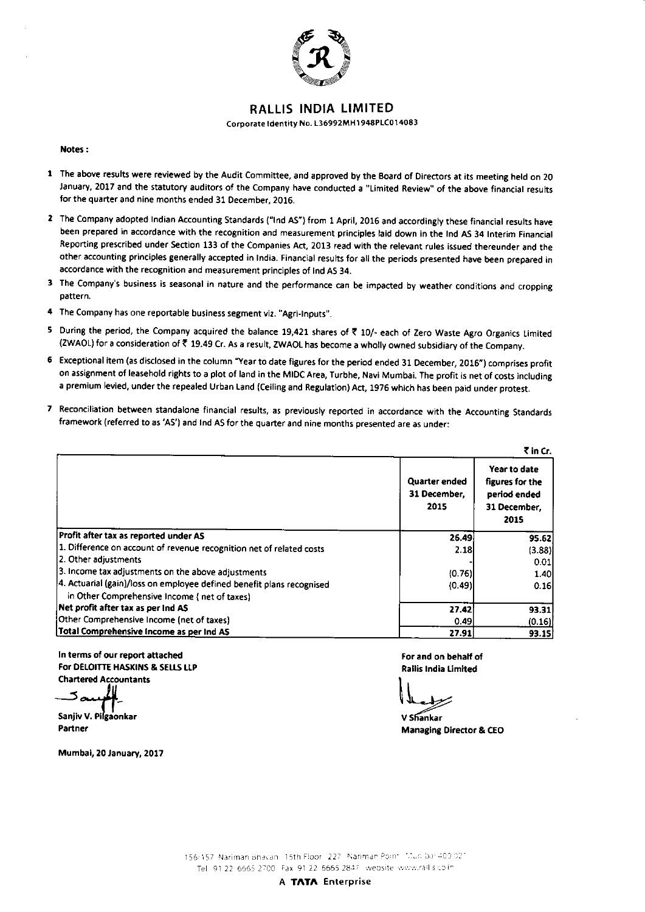# RALLIS INDIA LIMITED

Corporate Identity No. L36992MH1948PLC014083

**Notes :**

1. The above results were reviewed by the Audit Committee, and approved by the Board of Directors at its meeting held on 20 January, 2017 and the statutory auditors of the Company have conducted a "Limited Review" of the above financial results for the quarter and nine months ended 31 December, 2016.
2. The Company adopted Indian Accounting Standards ("Ind AS") from 1 April, 2016 and accordingly these financial results have been prepared in accordance with the recognition and measurement principles laid down in the Ind AS 34 Interim Financial Reporting prescribed under Section 133 of the Companies Act, 2013 read with the relevant rules issued thereunder and the other accounting principles generally accepted in India. Financial results for all the periods presented have been prepared in accordance with the recognition and measurement principles of Ind AS 34.
3. The Company's business is seasonal in nature and the performance can be impacted by weather conditions and cropping pattern.
4. The Company has one reportable business segment viz. "Agri-Inputs".
5. During the period, the Company acquired the balance 19,421 shares of ₹ 10/- each of Zero Waste Agro Organics Limited (ZWAOL) for a consideration of ₹ 19.49 Cr. As a result, ZWAOL has become a wholly owned subsidiary of the Company.
6. Exceptional item (as disclosed in the column "Year to date figures for the period ended 31 December, 2016") comprises profit on assignment of leasehold rights to a plot of land in the MIDC Area, Turbhe, Navi Mumbai. The profit is net of costs including a premium levied, under the repealed Urban Land (Ceiling and Regulation) Act, 1976 which has been paid under protest.
7. Reconciliation between standalone financial results, as previously reported in accordance with the Accounting Standards framework (referred to as 'AS') and Ind AS for the quarter and nine months presented are as under:

₹ in Cr.

| | Quarter ended 31 December, 2015 | Year to date figures for the period ended 31 December, 2015 |
|---|---|---|
| **Profit after tax as reported under AS** | 26.49 | 95.62 |
| 1. Difference on account of revenue recognition net of related costs | 2.18 | (3.88) |
| 2. Other adjustments | - | 0.01 |
| 3. Income tax adjustments on the above adjustments | (0.76) | 1.40 |
| 4. Actuarial (gain)/loss on employee defined benefit plans recognised in Other Comprehensive Income ( net of taxes) | (0.49) | 0.16 |
| **Net profit after tax as per Ind AS** | 27.42 | 93.31 |
| Other Comprehensive Income (net of taxes) | 0.49 | (0.16) |
| **Total Comprehensive Income as per Ind AS** | 27.91 | 93.15 |

**In terms of our report attached**
**For DELOITTE HASKINS & SELLS LLP**
**Chartered Accountants**

**Sanjiv V. Pilgaonkar**
**Partner**

**Mumbai, 20 January, 2017**

**For and on behalf of**
**Rallis India Limited**

**V Shankar**
**Managing Director & CEO**

156/157 Nariman Bhavan 15th Floor 227 Nariman Point Mumbai 400 021
Tel 91 22 6665 2700 Fax 91 22 6665 2847 website www.rallis.co.in

A **TATA** Enterprise